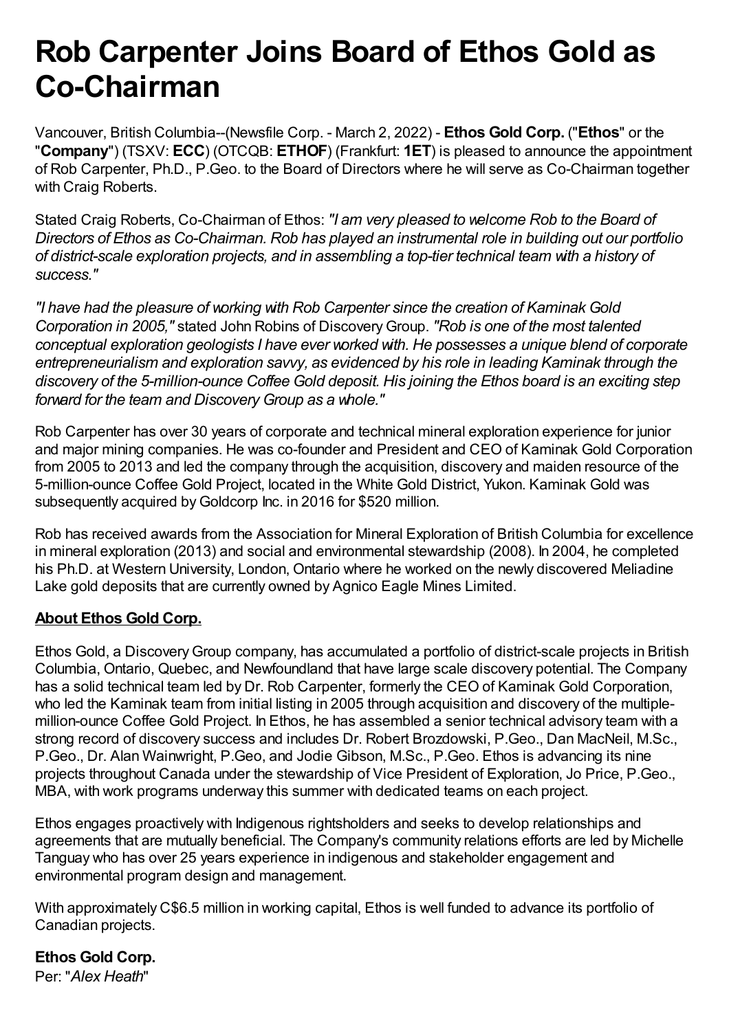# Rob Carpenter Joins Board of Ethos Gold as Co-Chairman

Vancouver, British Columbia--(Newsfile Corp. - March 2, 2022) - **Ethos Gold Corp.** ("**Ethos**" or the "**Company**") (TSXV: **ECC**) (OTCQB: **ETHOF**) (Frankfurt: **1ET**) is pleased to announce the appointment of Rob Carpenter, Ph.D., P.Geo. to the Board of Directors where he will serve as Co-Chairman together with Craig Roberts.

Stated Craig Roberts, Co-Chairman of Ethos: *"I am very pleased to welcome Rob to the Board of Directors of Ethos as Co-Chairman. Rob has played an instrumental role in building out our portfolio of district-scale exploration projects, and in assembling a top-tier technical team with a history of success."*

*"I have had the pleasure of working with Rob Carpenter since the creation of Kaminak Gold Corporation in 2005,"* stated John Robins of Discovery Group. *"Rob is one of the most talented conceptual exploration geologists I have ever worked with. He possesses a unique blend of corporate entrepreneurialism and exploration savvy, as evidenced by his role in leading Kaminak through the discovery of the 5-million-ounce Coffee Gold deposit. His joining the Ethos board is an exciting step forward for the team and Discovery Group as a whole."*

Rob Carpenter has over 30 years of corporate and technical mineral exploration experience for junior and major mining companies. He was co-founder and President and CEO of Kaminak Gold Corporation from 2005 to 2013 and led the company through the acquisition, discovery and maiden resource of the 5-million-ounce Coffee Gold Project, located in the White Gold District, Yukon. Kaminak Gold was subsequently acquired by Goldcorp Inc. in 2016 for $520 million.

Rob has received awards from the Association for Mineral Exploration of British Columbia for excellence in mineral exploration (2013) and social and environmental stewardship (2008). In 2004, he completed his Ph.D. at Western University, London, Ontario where he worked on the newly discovered Meliadine Lake gold deposits that are currently owned by Agnico Eagle Mines Limited.

## About Ethos Gold Corp.

Ethos Gold, a Discovery Group company, has accumulated a portfolio of district-scale projects in British Columbia, Ontario, Quebec, and Newfoundland that have large scale discovery potential. The Company has a solid technical team led by Dr. Rob Carpenter, formerly the CEO of Kaminak Gold Corporation, who led the Kaminak team from initial listing in 2005 through acquisition and discovery of the multiple-million-ounce Coffee Gold Project. In Ethos, he has assembled a senior technical advisory team with a strong record of discovery success and includes Dr. Robert Brozdowski, P.Geo., Dan MacNeil, M.Sc., P.Geo., Dr. Alan Wainwright, P.Geo, and Jodie Gibson, M.Sc., P.Geo. Ethos is advancing its nine projects throughout Canada under the stewardship of Vice President of Exploration, Jo Price, P.Geo., MBA, with work programs underway this summer with dedicated teams on each project.

Ethos engages proactively with Indigenous rightsholders and seeks to develop relationships and agreements that are mutually beneficial. The Company's community relations efforts are led by Michelle Tanguay who has over 25 years experience in indigenous and stakeholder engagement and environmental program design and management.

With approximately C$6.5 million in working capital, Ethos is well funded to advance its portfolio of Canadian projects.

**Ethos Gold Corp.**
Per: "*Alex Heath*"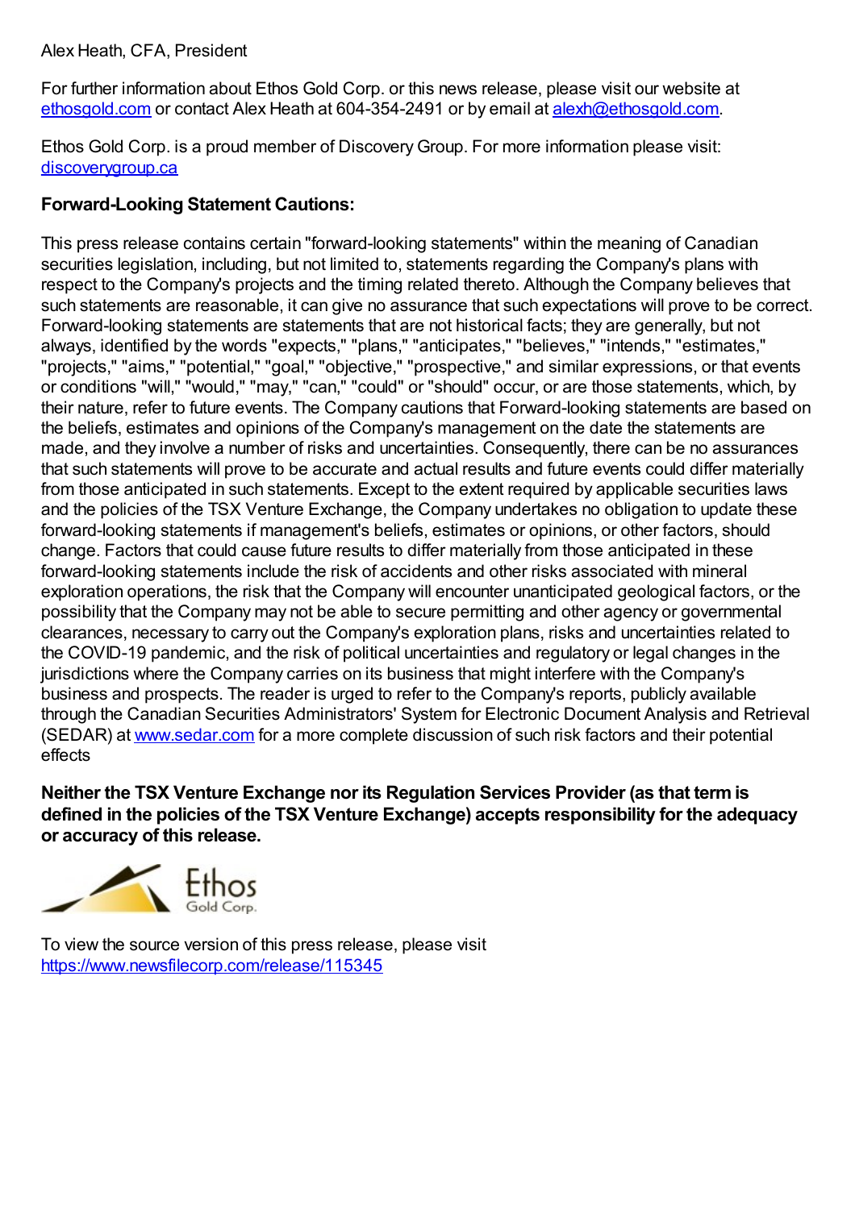Alex Heath, CFA, President

For further information about Ethos Gold Corp. or this news release, please visit our website at [ethosgold.com](ethosgold.com) or contact Alex Heath at 604-354-2491 or by email at [alexh@ethosgold.com](mailto:alexh@ethosgold.com).

Ethos Gold Corp. is a proud member of Discovery Group. For more information please visit: [discoverygroup.ca](discoverygroup.ca)

**Forward-Looking Statement Cautions:**

This press release contains certain "forward-looking statements" within the meaning of Canadian securities legislation, including, but not limited to, statements regarding the Company's plans with respect to the Company's projects and the timing related thereto. Although the Company believes that such statements are reasonable, it can give no assurance that such expectations will prove to be correct. Forward-looking statements are statements that are not historical facts; they are generally, but not always, identified by the words "expects," "plans," "anticipates," "believes," "intends," "estimates," "projects," "aims," "potential," "goal," "objective," "prospective," and similar expressions, or that events or conditions "will," "would," "may," "can," "could" or "should" occur, or are those statements, which, by their nature, refer to future events. The Company cautions that Forward-looking statements are based on the beliefs, estimates and opinions of the Company's management on the date the statements are made, and they involve a number of risks and uncertainties. Consequently, there can be no assurances that such statements will prove to be accurate and actual results and future events could differ materially from those anticipated in such statements. Except to the extent required by applicable securities laws and the policies of the TSX Venture Exchange, the Company undertakes no obligation to update these forward-looking statements if management's beliefs, estimates or opinions, or other factors, should change. Factors that could cause future results to differ materially from those anticipated in these forward-looking statements include the risk of accidents and other risks associated with mineral exploration operations, the risk that the Company will encounter unanticipated geological factors, or the possibility that the Company may not be able to secure permitting and other agency or governmental clearances, necessary to carry out the Company's exploration plans, risks and uncertainties related to the COVID-19 pandemic, and the risk of political uncertainties and regulatory or legal changes in the jurisdictions where the Company carries on its business that might interfere with the Company's business and prospects. The reader is urged to refer to the Company's reports, publicly available through the Canadian Securities Administrators' System for Electronic Document Analysis and Retrieval (SEDAR) at [www.sedar.com](www.sedar.com) for a more complete discussion of such risk factors and their potential effects

**Neither the TSX Venture Exchange nor its Regulation Services Provider (as that term is defined in the policies of the TSX Venture Exchange) accepts responsibility for the adequacy or accuracy of this release.**

Ethos Gold Corp.

To view the source version of this press release, please visit [https://www.newsfilecorp.com/release/115345](https://www.newsfilecorp.com/release/115345)